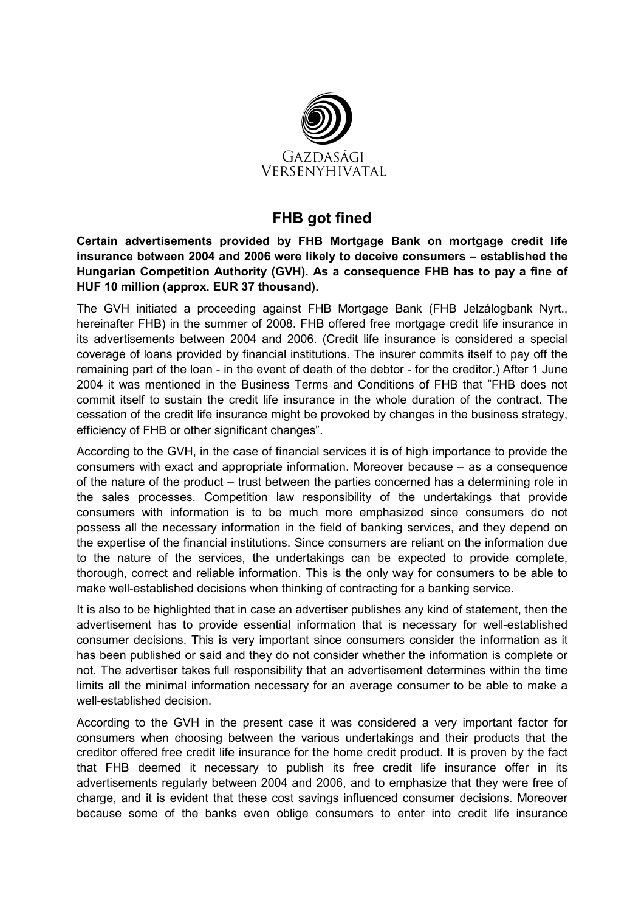GAZDASÁGI VERSENYHIVATAL

# FHB got fined

**Certain advertisements provided by FHB Mortgage Bank on mortgage credit life insurance between 2004 and 2006 were likely to deceive consumers – established the Hungarian Competition Authority (GVH). As a consequence FHB has to pay a fine of HUF 10 million (approx. EUR 37 thousand).**

The GVH initiated a proceeding against FHB Mortgage Bank (FHB Jelzálogbank Nyrt., hereinafter FHB) in the summer of 2008. FHB offered free mortgage credit life insurance in its advertisements between 2004 and 2006. (Credit life insurance is considered a special coverage of loans provided by financial institutions. The insurer commits itself to pay off the remaining part of the loan - in the event of death of the debtor - for the creditor.) After 1 June 2004 it was mentioned in the Business Terms and Conditions of FHB that "FHB does not commit itself to sustain the credit life insurance in the whole duration of the contract. The cessation of the credit life insurance might be provoked by changes in the business strategy, efficiency of FHB or other significant changes".

According to the GVH, in the case of financial services it is of high importance to provide the consumers with exact and appropriate information. Moreover because – as a consequence of the nature of the product – trust between the parties concerned has a determining role in the sales processes. Competition law responsibility of the undertakings that provide consumers with information is to be much more emphasized since consumers do not possess all the necessary information in the field of banking services, and they depend on the expertise of the financial institutions. Since consumers are reliant on the information due to the nature of the services, the undertakings can be expected to provide complete, thorough, correct and reliable information. This is the only way for consumers to be able to make well-established decisions when thinking of contracting for a banking service.

It is also to be highlighted that in case an advertiser publishes any kind of statement, then the advertisement has to provide essential information that is necessary for well-established consumer decisions. This is very important since consumers consider the information as it has been published or said and they do not consider whether the information is complete or not. The advertiser takes full responsibility that an advertisement determines within the time limits all the minimal information necessary for an average consumer to be able to make a well-established decision.

According to the GVH in the present case it was considered a very important factor for consumers when choosing between the various undertakings and their products that the creditor offered free credit life insurance for the home credit product. It is proven by the fact that FHB deemed it necessary to publish its free credit life insurance offer in its advertisements regularly between 2004 and 2006, and to emphasize that they were free of charge, and it is evident that these cost savings influenced consumer decisions. Moreover because some of the banks even oblige consumers to enter into credit life insurance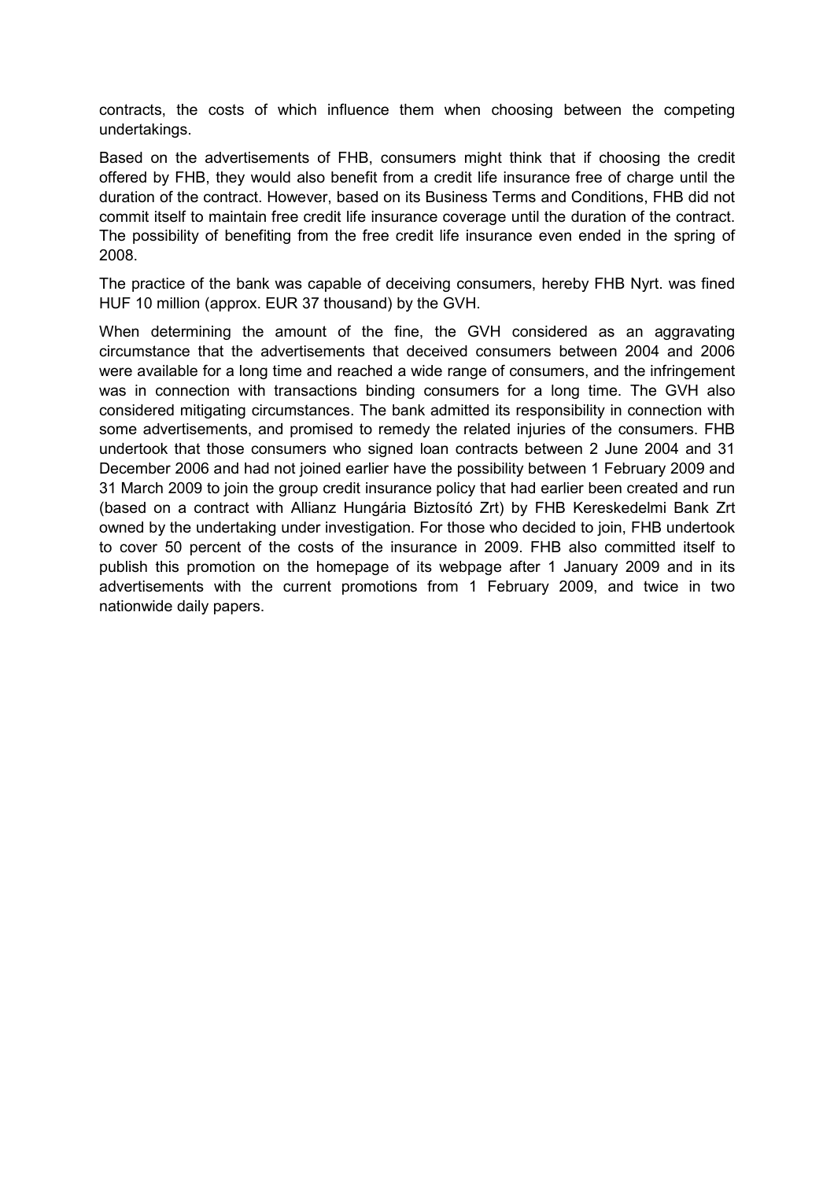contracts, the costs of which influence them when choosing between the competing undertakings.

Based on the advertisements of FHB, consumers might think that if choosing the credit offered by FHB, they would also benefit from a credit life insurance free of charge until the duration of the contract. However, based on its Business Terms and Conditions, FHB did not commit itself to maintain free credit life insurance coverage until the duration of the contract. The possibility of benefiting from the free credit life insurance even ended in the spring of 2008.

The practice of the bank was capable of deceiving consumers, hereby FHB Nyrt. was fined HUF 10 million (approx. EUR 37 thousand) by the GVH.

When determining the amount of the fine, the GVH considered as an aggravating circumstance that the advertisements that deceived consumers between 2004 and 2006 were available for a long time and reached a wide range of consumers, and the infringement was in connection with transactions binding consumers for a long time. The GVH also considered mitigating circumstances. The bank admitted its responsibility in connection with some advertisements, and promised to remedy the related injuries of the consumers. FHB undertook that those consumers who signed loan contracts between 2 June 2004 and 31 December 2006 and had not joined earlier have the possibility between 1 February 2009 and 31 March 2009 to join the group credit insurance policy that had earlier been created and run (based on a contract with Allianz Hungária Biztosító Zrt) by FHB Kereskedelmi Bank Zrt owned by the undertaking under investigation. For those who decided to join, FHB undertook to cover 50 percent of the costs of the insurance in 2009. FHB also committed itself to publish this promotion on the homepage of its webpage after 1 January 2009 and in its advertisements with the current promotions from 1 February 2009, and twice in two nationwide daily papers.